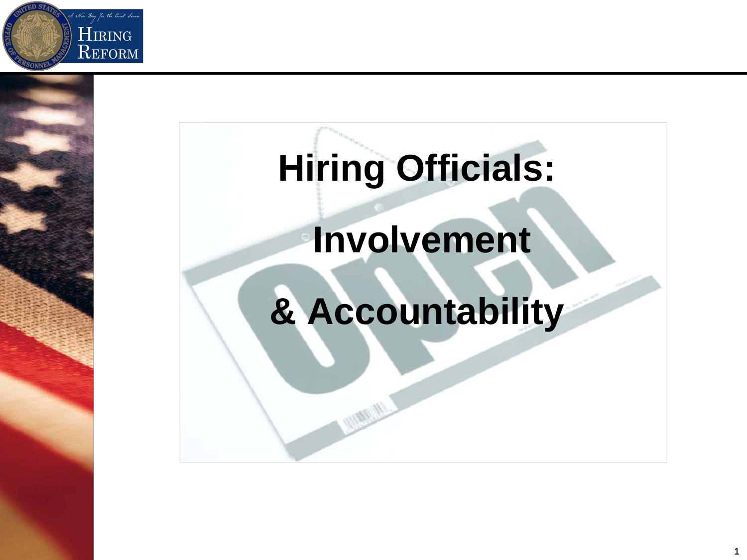# Hiring Officials: Involvement & Accountability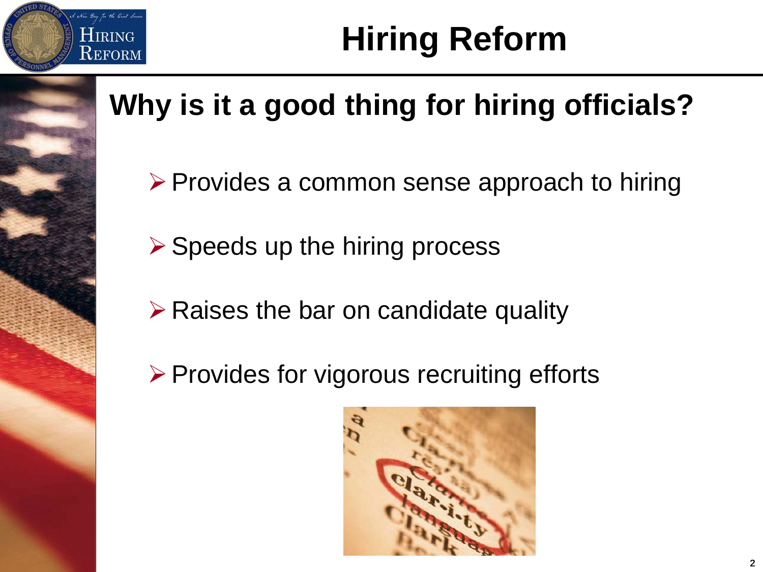# Hiring Reform

## Why is it a good thing for hiring officials?

- Provides a common sense approach to hiring
- Speeds up the hiring process
- Raises the bar on candidate quality
- Provides for vigorous recruiting efforts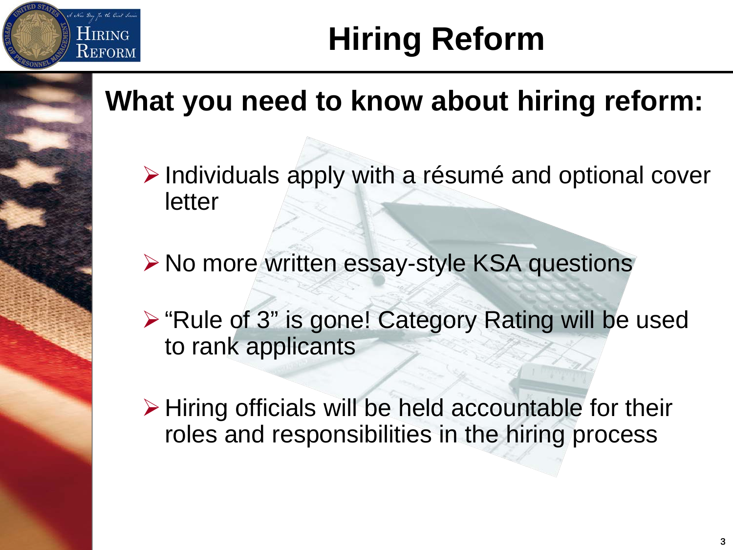# Hiring Reform

## What you need to know about hiring reform:

- Individuals apply with a résumé and optional cover letter
- No more written essay-style KSA questions
- "Rule of 3" is gone! Category Rating will be used to rank applicants
- Hiring officials will be held accountable for their roles and responsibilities in the hiring process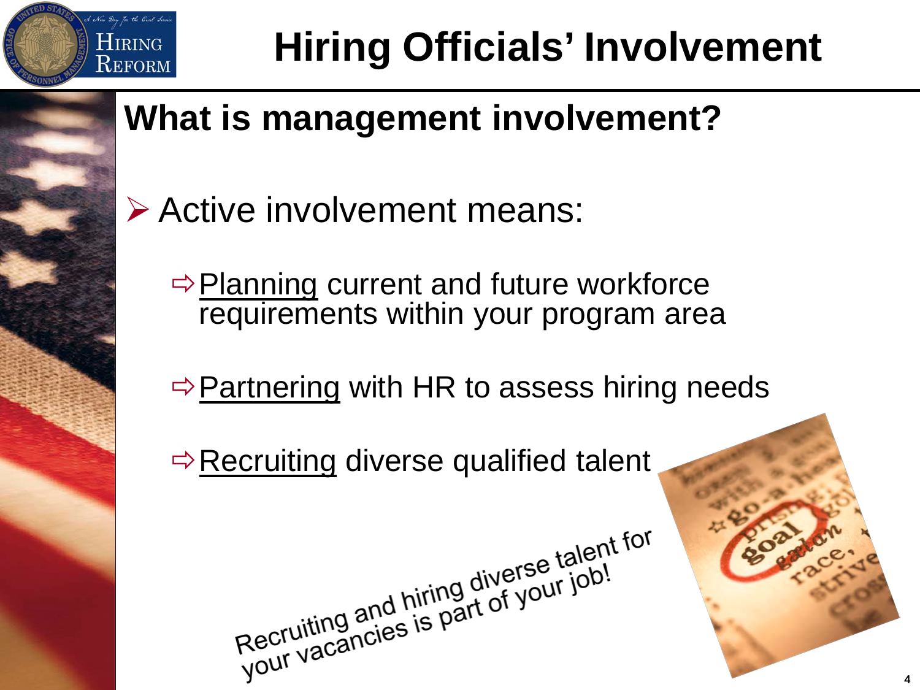# Hiring Officials' Involvement

## What is management involvement?

- Active involvement means:
  - Planning current and future workforce requirements within your program area
  - Partnering with HR to assess hiring needs
  - Recruiting diverse qualified talent

Recruiting and hiring diverse talent for your vacancies is part of your job!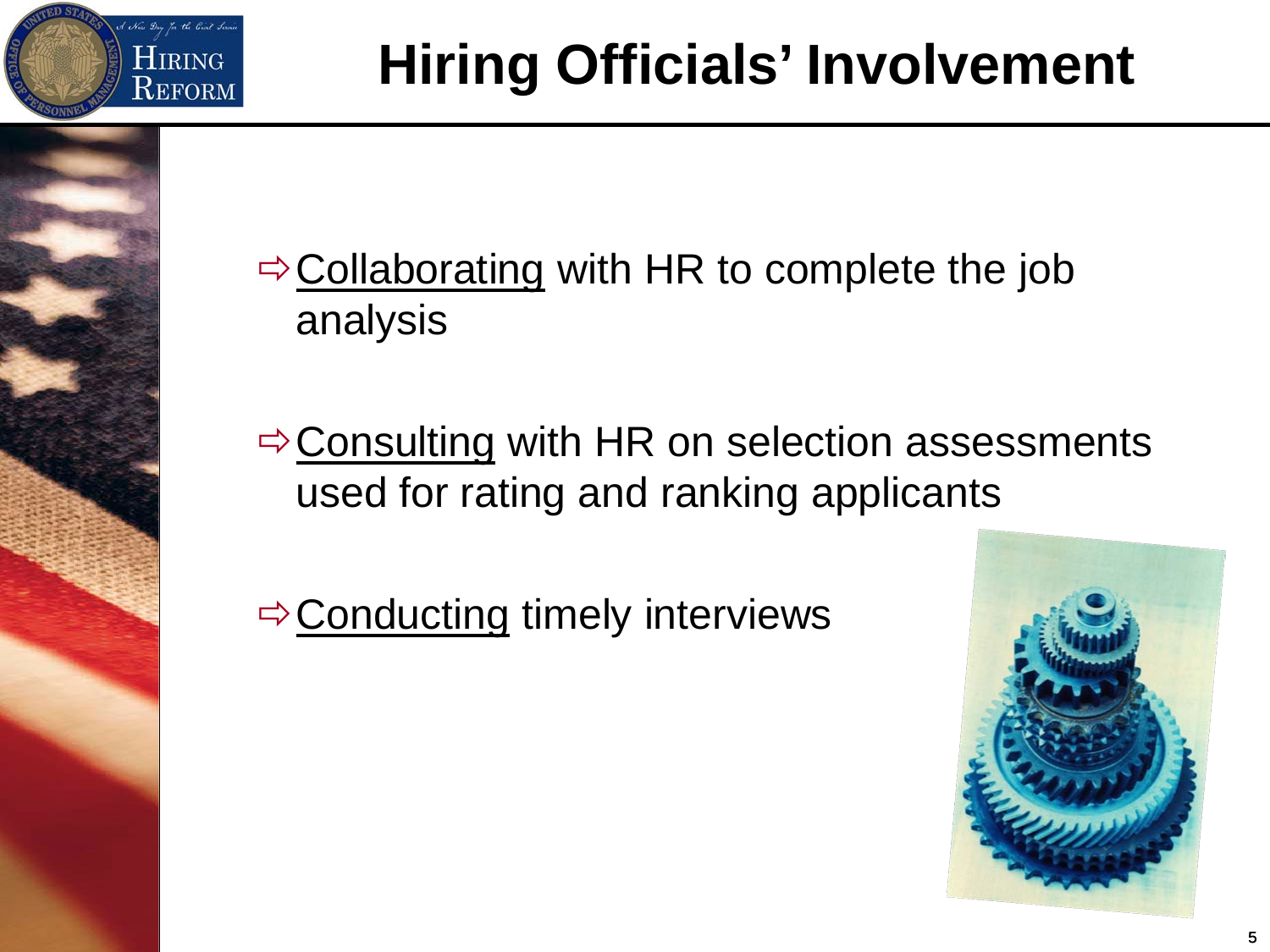# Hiring Officials' Involvement

- Collaborating with HR to complete the job analysis
- Consulting with HR on selection assessments used for rating and ranking applicants
- Conducting timely interviews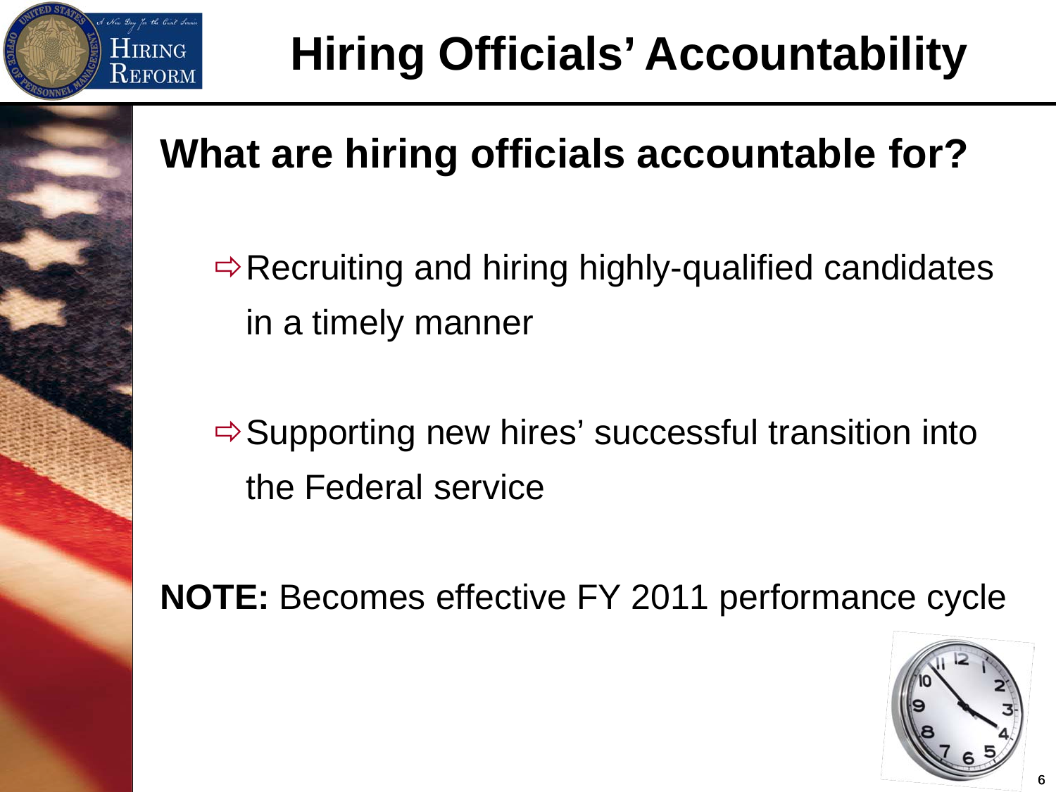# Hiring Officials' Accountability

## What are hiring officials accountable for?

- Recruiting and hiring highly-qualified candidates in a timely manner
- Supporting new hires' successful transition into the Federal service

**NOTE:** Becomes effective FY 2011 performance cycle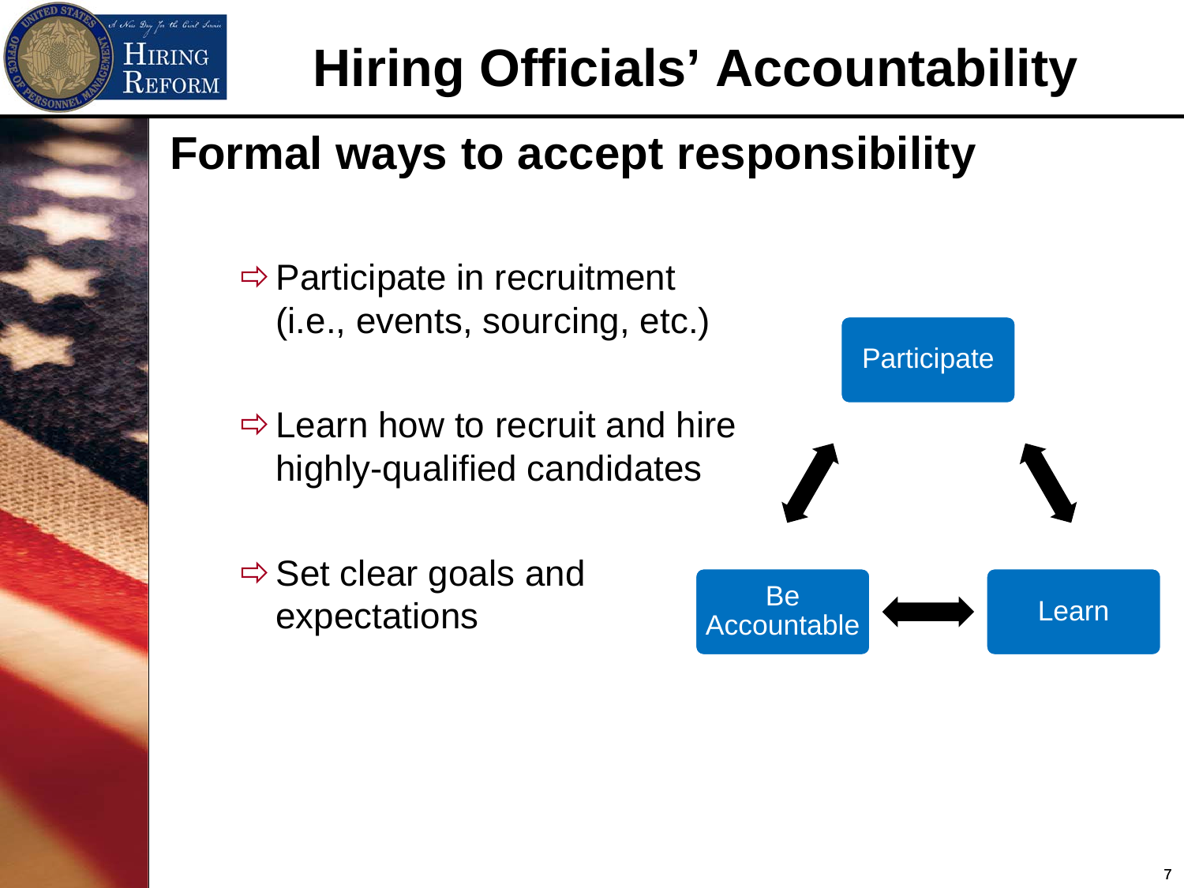# Hiring Officials' Accountability

## Formal ways to accept responsibility

- Participate in recruitment (i.e., events, sourcing, etc.)
- Learn how to recruit and hire highly-qualified candidates
- Set clear goals and expectations

Participate

Be Accountable

Learn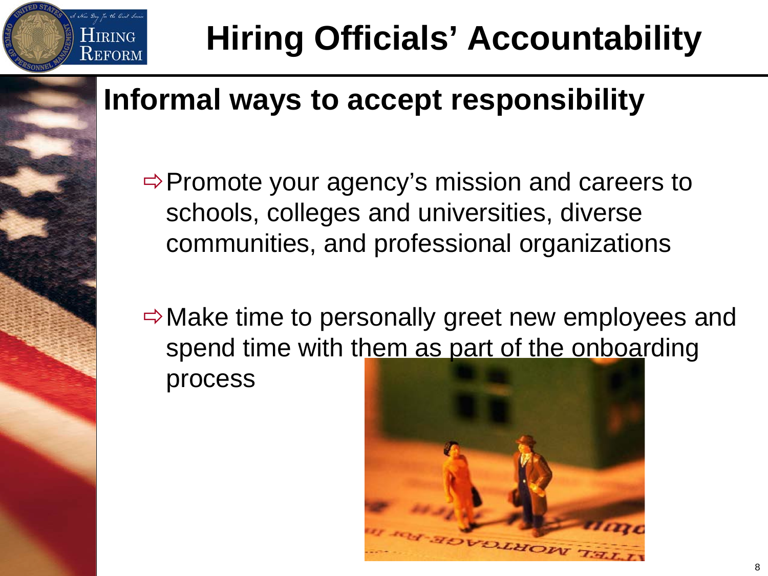# Hiring Officials' Accountability

## Informal ways to accept responsibility

- ⇨ Promote your agency's mission and careers to schools, colleges and universities, diverse communities, and professional organizations
- ⇨ Make time to personally greet new employees and spend time with them as part of the onboarding process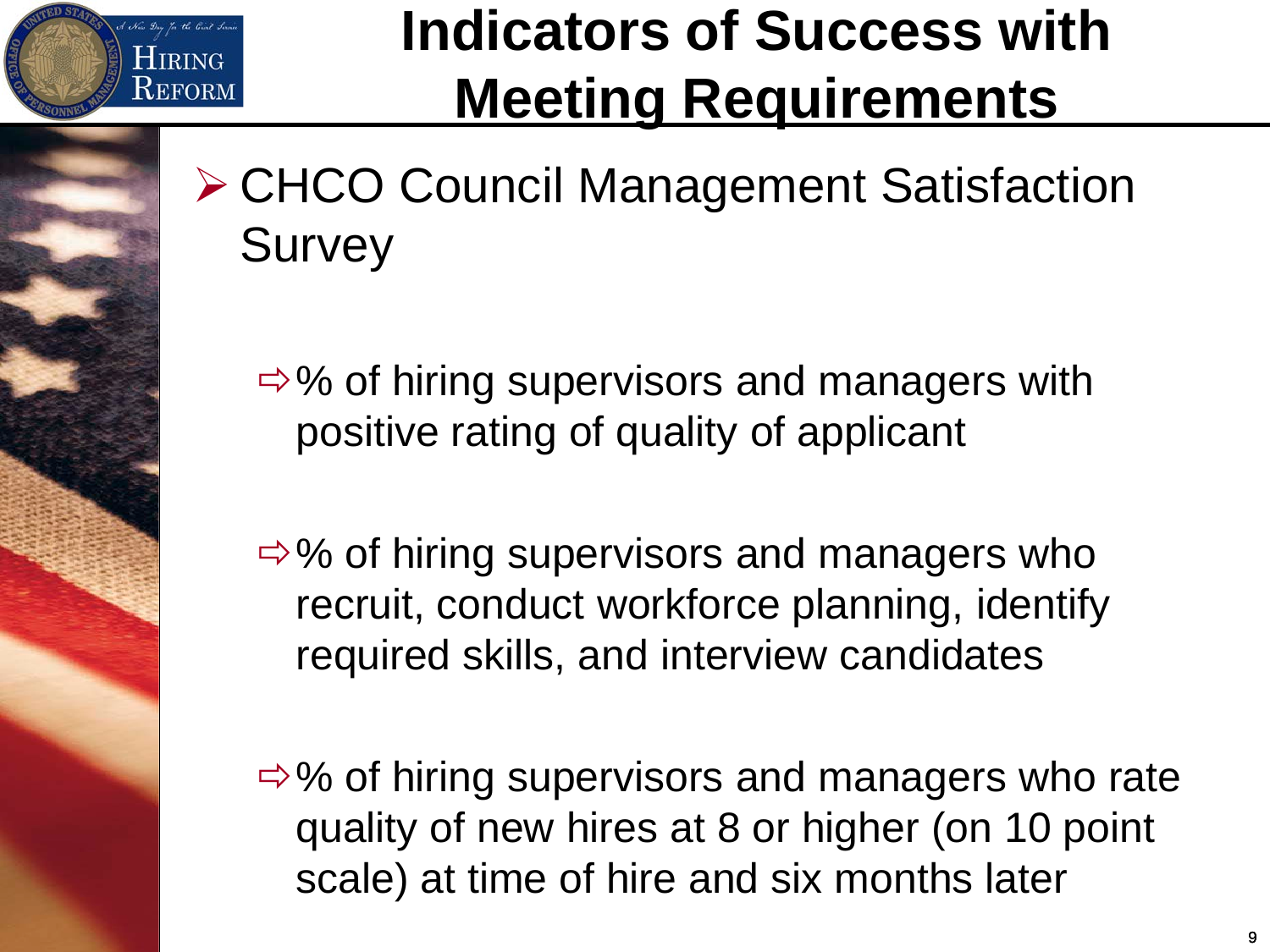# Indicators of Success with Meeting Requirements

- CHCO Council Management Satisfaction Survey
  - % of hiring supervisors and managers with positive rating of quality of applicant
  - % of hiring supervisors and managers who recruit, conduct workforce planning, identify required skills, and interview candidates
  - % of hiring supervisors and managers who rate quality of new hires at 8 or higher (on 10 point scale) at time of hire and six months later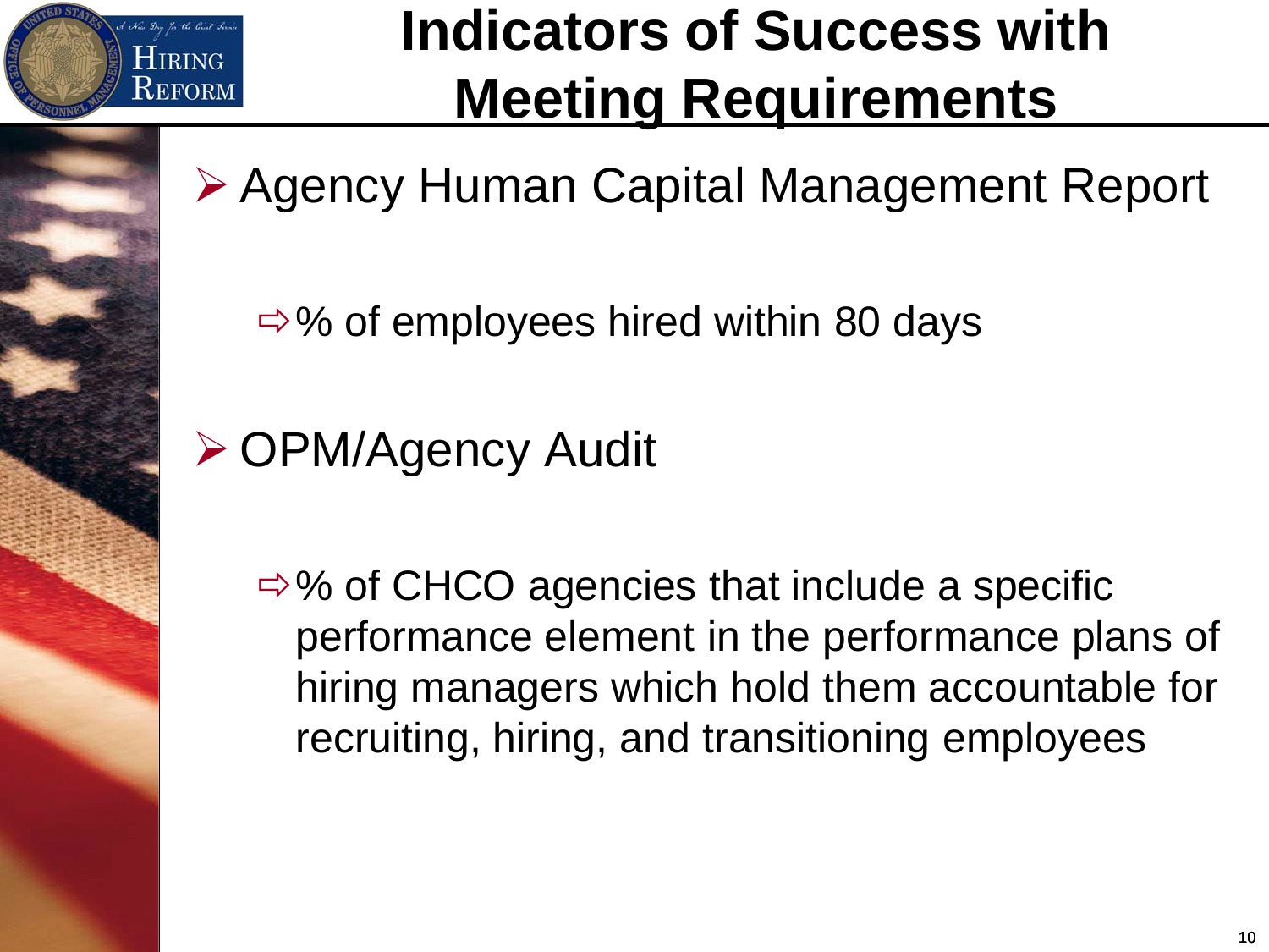# Indicators of Success with Meeting Requirements

- Agency Human Capital Management Report
  - ⇨ % of employees hired within 80 days
- OPM/Agency Audit
  - ⇨ % of CHCO agencies that include a specific performance element in the performance plans of hiring managers which hold them accountable for recruiting, hiring, and transitioning employees